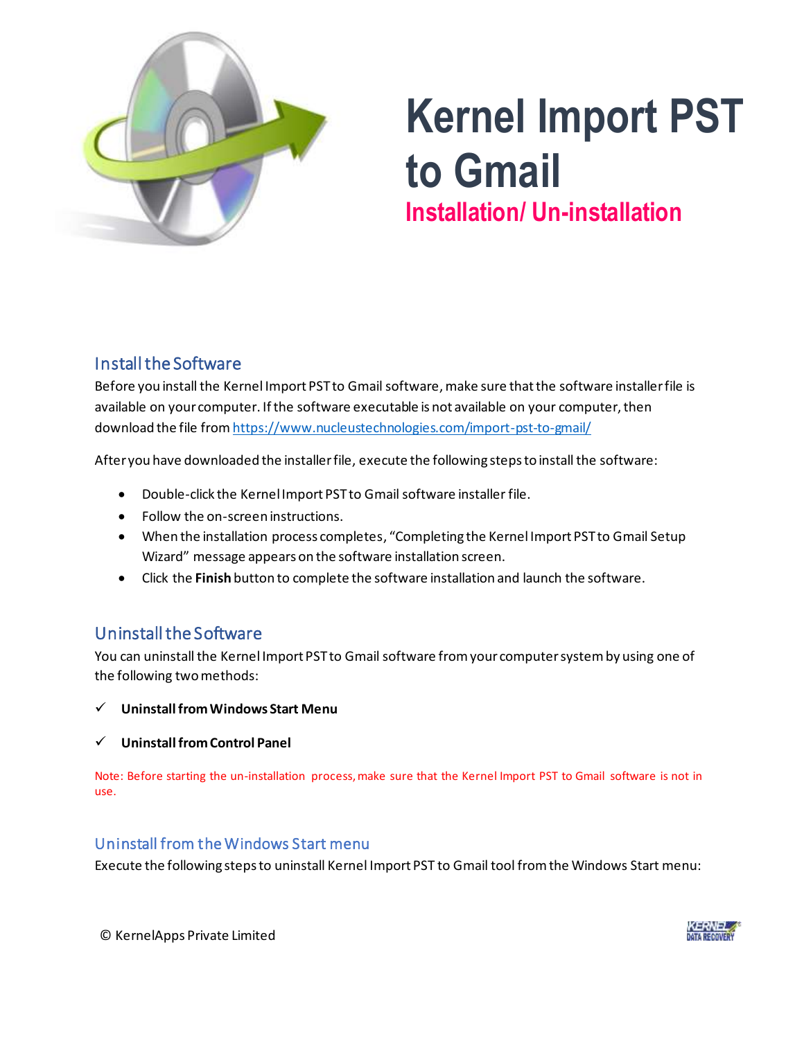# Kernel Import PST to Gmail

## Installation/ Un-installation

### Install the Software

Before you install the Kernel Import PST to Gmail software, make sure that the software installer file is available on your computer. If the software executable is not available on your computer, then download the file from https://www.nucleustechnologies.com/import-pst-to-gmail/

After you have downloaded the installer file, execute the following steps to install the software:

- Double-click the Kernel Import PST to Gmail software installer file.
- Follow the on-screen instructions.
- When the installation process completes, "Completing the Kernel Import PST to Gmail Setup Wizard" message appears on the software installation screen.
- Click the **Finish** button to complete the software installation and launch the software.

### Uninstall the Software

You can uninstall the Kernel Import PST to Gmail software from your computer system by using one of the following two methods:

- ✓ **Uninstall from Windows Start Menu**
- ✓ **Uninstall from Control Panel**

Note: Before starting the un-installation process, make sure that the Kernel Import PST to Gmail software is not in use.

### Uninstall from the Windows Start menu

Execute the following steps to uninstall Kernel Import PST to Gmail tool from the Windows Start menu:

© KernelApps Private Limited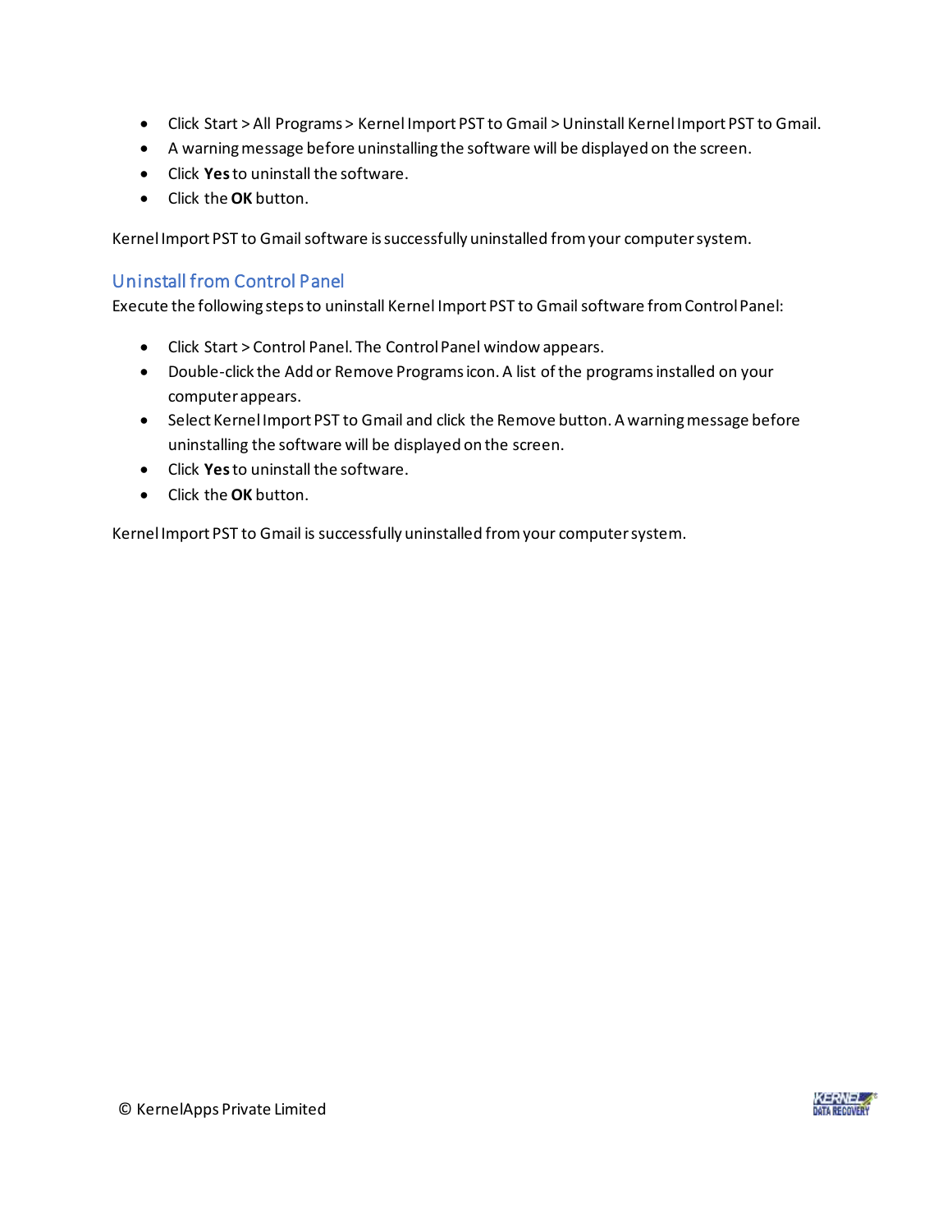- Click Start > All Programs > Kernel Import PST to Gmail > Uninstall Kernel Import PST to Gmail.
- A warning message before uninstalling the software will be displayed on the screen.
- Click **Yes** to uninstall the software.
- Click the **OK** button.

Kernel Import PST to Gmail software is successfully uninstalled from your computer system.

## Uninstall from Control Panel

Execute the following steps to uninstall Kernel Import PST to Gmail software from Control Panel:

- Click Start > Control Panel. The Control Panel window appears.
- Double-click the Add or Remove Programs icon. A list of the programs installed on your computer appears.
- Select Kernel Import PST to Gmail and click the Remove button. A warning message before uninstalling the software will be displayed on the screen.
- Click **Yes** to uninstall the software.
- Click the **OK** button.

Kernel Import PST to Gmail is successfully uninstalled from your computer system.